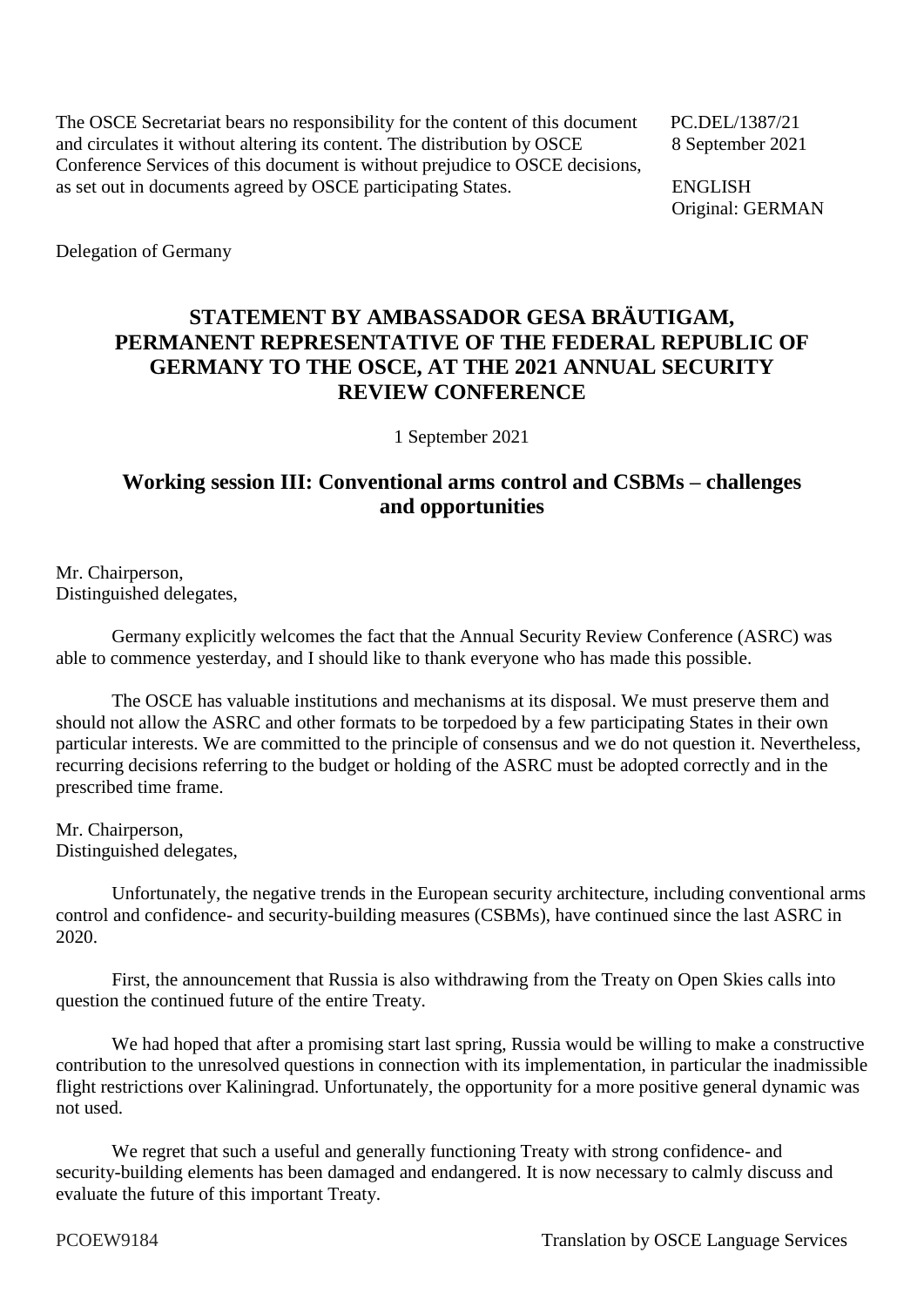The OSCE Secretariat bears no responsibility for the content of this document and circulates it without altering its content. The distribution by OSCE Conference Services of this document is without prejudice to OSCE decisions, as set out in documents agreed by OSCE participating States.

PC.DEL/1387/21
8 September 2021

ENGLISH
Original: GERMAN

Delegation of Germany

# STATEMENT BY AMBASSADOR GESA BRÄUTIGAM, PERMANENT REPRESENTATIVE OF THE FEDERAL REPUBLIC OF GERMANY TO THE OSCE, AT THE 2021 ANNUAL SECURITY REVIEW CONFERENCE

1 September 2021

## Working session III: Conventional arms control and CSBMs – challenges and opportunities

Mr. Chairperson,
Distinguished delegates,

Germany explicitly welcomes the fact that the Annual Security Review Conference (ASRC) was able to commence yesterday, and I should like to thank everyone who has made this possible.

The OSCE has valuable institutions and mechanisms at its disposal. We must preserve them and should not allow the ASRC and other formats to be torpedoed by a few participating States in their own particular interests. We are committed to the principle of consensus and we do not question it. Nevertheless, recurring decisions referring to the budget or holding of the ASRC must be adopted correctly and in the prescribed time frame.

Mr. Chairperson,
Distinguished delegates,

Unfortunately, the negative trends in the European security architecture, including conventional arms control and confidence- and security-building measures (CSBMs), have continued since the last ASRC in 2020.

First, the announcement that Russia is also withdrawing from the Treaty on Open Skies calls into question the continued future of the entire Treaty.

We had hoped that after a promising start last spring, Russia would be willing to make a constructive contribution to the unresolved questions in connection with its implementation, in particular the inadmissible flight restrictions over Kaliningrad. Unfortunately, the opportunity for a more positive general dynamic was not used.

We regret that such a useful and generally functioning Treaty with strong confidence- and security-building elements has been damaged and endangered. It is now necessary to calmly discuss and evaluate the future of this important Treaty.

PCOEW9184 Translation by OSCE Language Services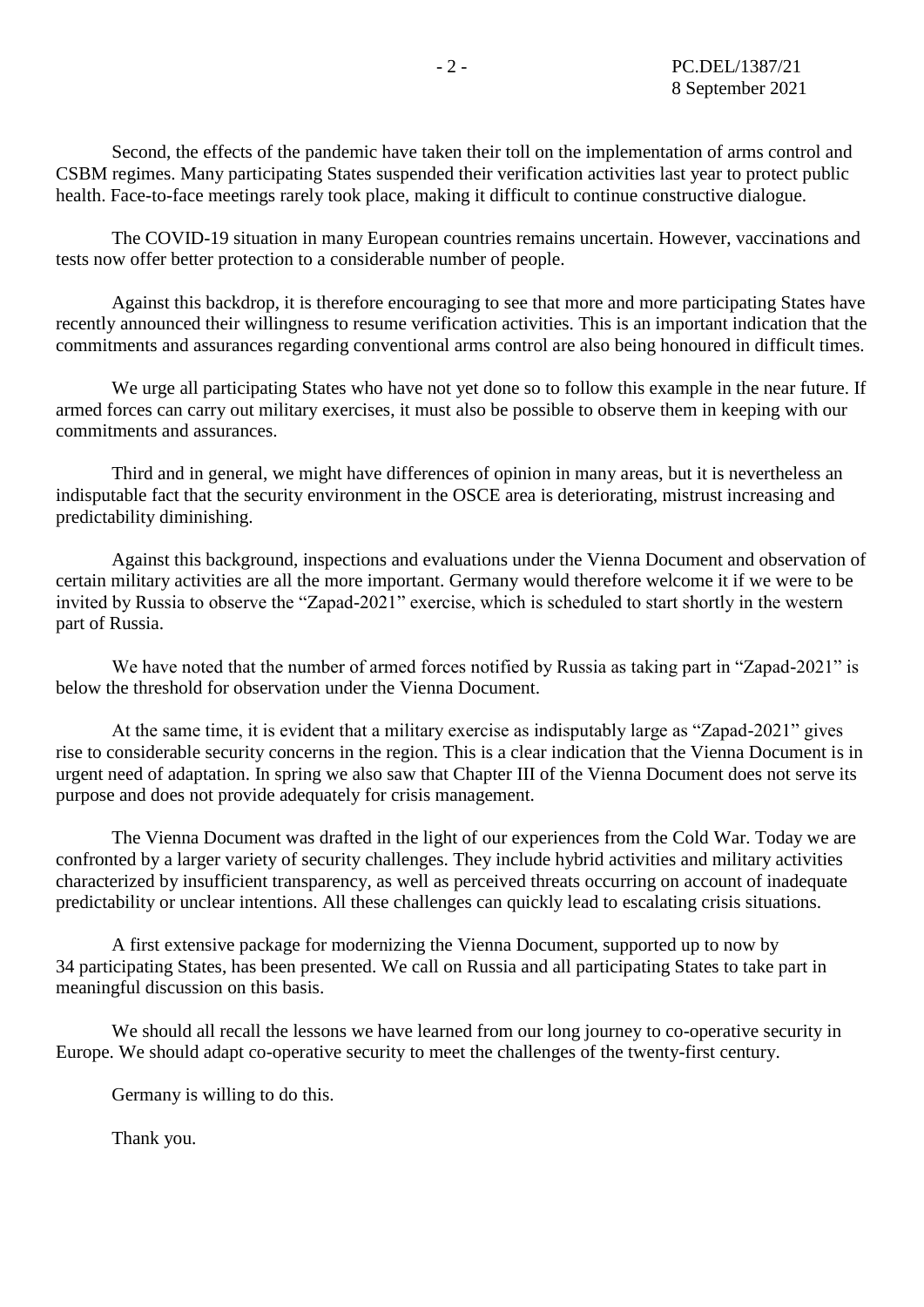Second, the effects of the pandemic have taken their toll on the implementation of arms control and CSBM regimes. Many participating States suspended their verification activities last year to protect public health. Face-to-face meetings rarely took place, making it difficult to continue constructive dialogue.

The COVID-19 situation in many European countries remains uncertain. However, vaccinations and tests now offer better protection to a considerable number of people.

Against this backdrop, it is therefore encouraging to see that more and more participating States have recently announced their willingness to resume verification activities. This is an important indication that the commitments and assurances regarding conventional arms control are also being honoured in difficult times.

We urge all participating States who have not yet done so to follow this example in the near future. If armed forces can carry out military exercises, it must also be possible to observe them in keeping with our commitments and assurances.

Third and in general, we might have differences of opinion in many areas, but it is nevertheless an indisputable fact that the security environment in the OSCE area is deteriorating, mistrust increasing and predictability diminishing.

Against this background, inspections and evaluations under the Vienna Document and observation of certain military activities are all the more important. Germany would therefore welcome it if we were to be invited by Russia to observe the "Zapad-2021" exercise, which is scheduled to start shortly in the western part of Russia.

We have noted that the number of armed forces notified by Russia as taking part in "Zapad-2021" is below the threshold for observation under the Vienna Document.

At the same time, it is evident that a military exercise as indisputably large as "Zapad-2021" gives rise to considerable security concerns in the region. This is a clear indication that the Vienna Document is in urgent need of adaptation. In spring we also saw that Chapter III of the Vienna Document does not serve its purpose and does not provide adequately for crisis management.

The Vienna Document was drafted in the light of our experiences from the Cold War. Today we are confronted by a larger variety of security challenges. They include hybrid activities and military activities characterized by insufficient transparency, as well as perceived threats occurring on account of inadequate predictability or unclear intentions. All these challenges can quickly lead to escalating crisis situations.

A first extensive package for modernizing the Vienna Document, supported up to now by 34 participating States, has been presented. We call on Russia and all participating States to take part in meaningful discussion on this basis.

We should all recall the lessons we have learned from our long journey to co-operative security in Europe. We should adapt co-operative security to meet the challenges of the twenty-first century.

Germany is willing to do this.

Thank you.